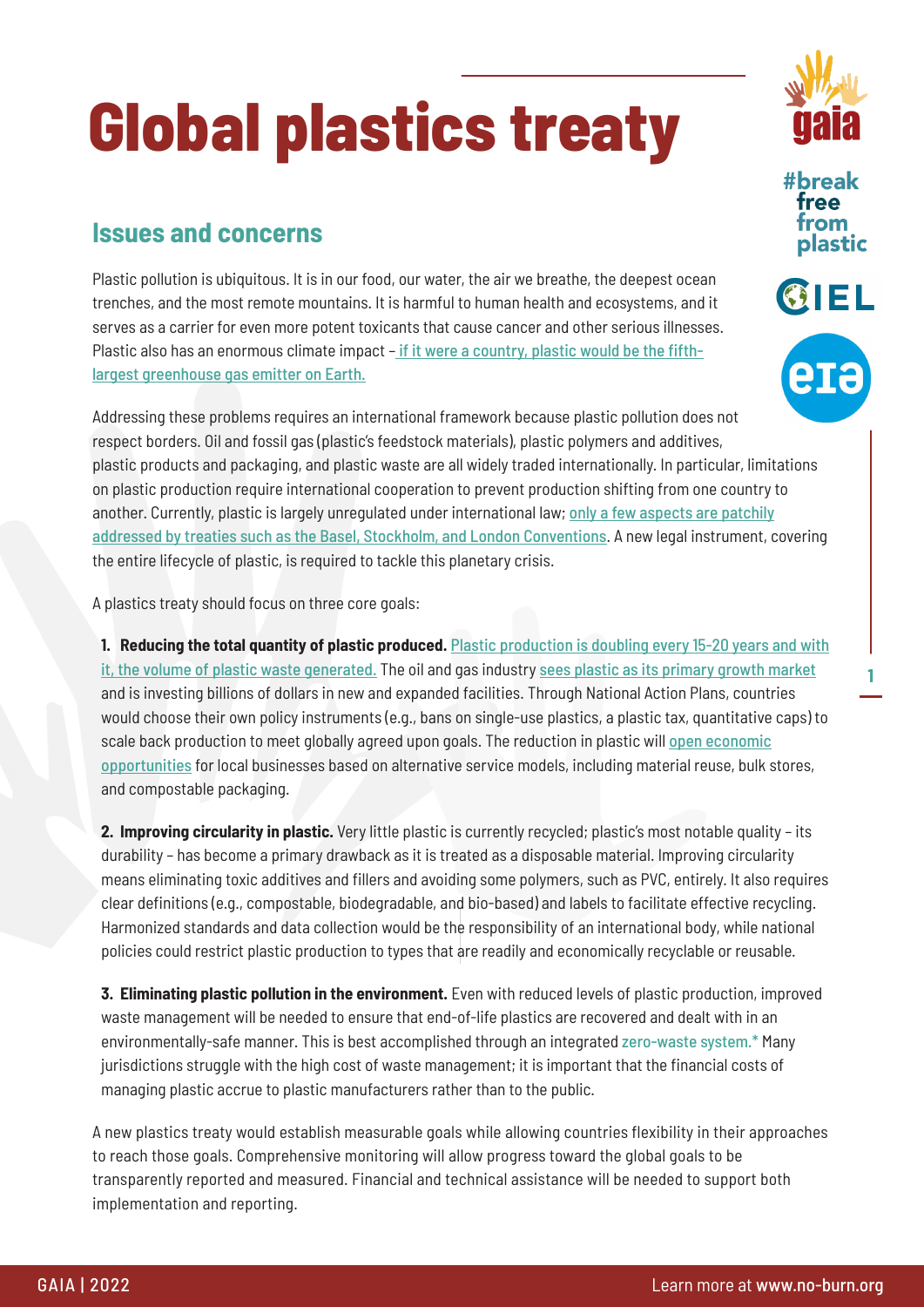# Global plastics treaty

## Issues and concerns

Plastic pollution is ubiquitous. It is in our food, our water, the air we breathe, the deepest ocean trenches, and the most remote mountains. It is harmful to human health and ecosystems, and it serves as a carrier for even more potent toxicants that cause cancer and other serious illnesses. Plastic also has an enormous climate impact – if it were a country, plastic would be the fifth-largest greenhouse gas emitter on Earth.

Addressing these problems requires an international framework because plastic pollution does not respect borders. Oil and fossil gas (plastic's feedstock materials), plastic polymers and additives, plastic products and packaging, and plastic waste are all widely traded internationally. In particular, limitations on plastic production require international cooperation to prevent production shifting from one country to another. Currently, plastic is largely unregulated under international law; only a few aspects are patchily addressed by treaties such as the Basel, Stockholm, and London Conventions. A new legal instrument, covering the entire lifecycle of plastic, is required to tackle this planetary crisis.

A plastics treaty should focus on three core goals:

1. **Reducing the total quantity of plastic produced.** Plastic production is doubling every 15-20 years and with it, the volume of plastic waste generated. The oil and gas industry sees plastic as its primary growth market and is investing billions of dollars in new and expanded facilities. Through National Action Plans, countries would choose their own policy instruments (e.g., bans on single-use plastics, a plastic tax, quantitative caps) to scale back production to meet globally agreed upon goals. The reduction in plastic will open economic opportunities for local businesses based on alternative service models, including material reuse, bulk stores, and compostable packaging.

2. **Improving circularity in plastic.** Very little plastic is currently recycled; plastic's most notable quality – its durability – has become a primary drawback as it is treated as a disposable material. Improving circularity means eliminating toxic additives and fillers and avoiding some polymers, such as PVC, entirely. It also requires clear definitions (e.g., compostable, biodegradable, and bio-based) and labels to facilitate effective recycling. Harmonized standards and data collection would be the responsibility of an international body, while national policies could restrict plastic production to types that are readily and economically recyclable or reusable.

3. **Eliminating plastic pollution in the environment.** Even with reduced levels of plastic production, improved waste management will be needed to ensure that end-of-life plastics are recovered and dealt with in an environmentally-safe manner. This is best accomplished through an integrated zero-waste system.* Many jurisdictions struggle with the high cost of waste management; it is important that the financial costs of managing plastic accrue to plastic manufacturers rather than to the public.

A new plastics treaty would establish measurable goals while allowing countries flexibility in their approaches to reach those goals. Comprehensive monitoring will allow progress toward the global goals to be transparently reported and measured. Financial and technical assistance will be needed to support both implementation and reporting.

GAIA | 2022 Learn more at www.no-burn.org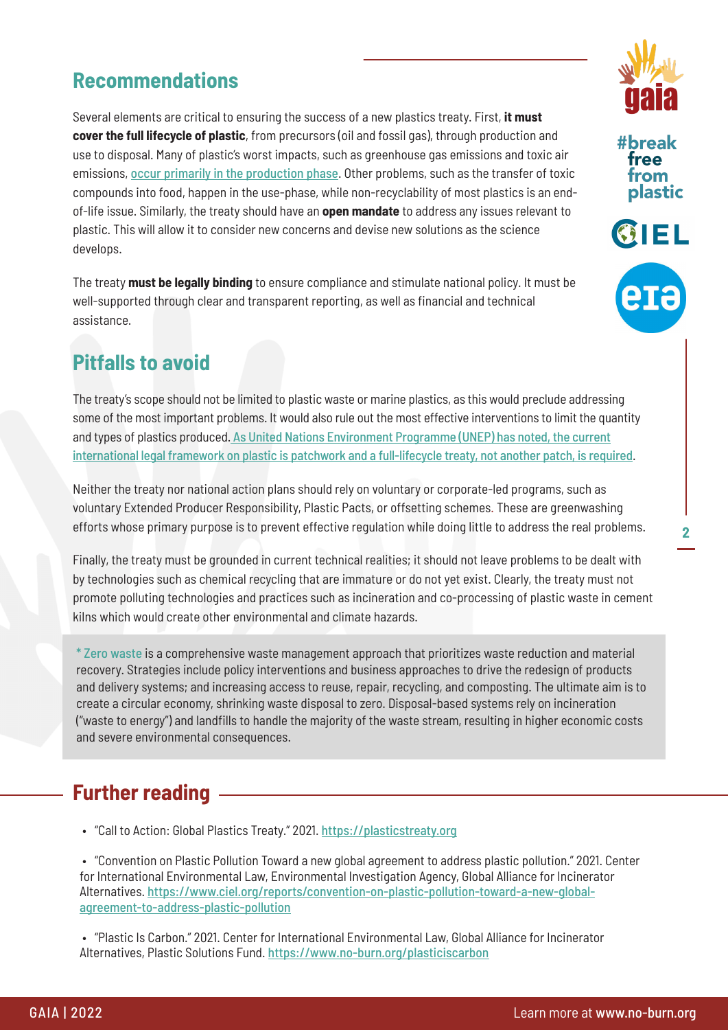## Recommendations

Several elements are critical to ensuring the success of a new plastics treaty. First, **it must cover the full lifecycle of plastic**, from precursors (oil and fossil gas), through production and use to disposal. Many of plastic's worst impacts, such as greenhouse gas emissions and toxic air emissions, occur primarily in the production phase. Other problems, such as the transfer of toxic compounds into food, happen in the use-phase, while non-recyclability of most plastics is an end-of-life issue. Similarly, the treaty should have an **open mandate** to address any issues relevant to plastic. This will allow it to consider new concerns and devise new solutions as the science develops.

The treaty **must be legally binding** to ensure compliance and stimulate national policy. It must be well-supported through clear and transparent reporting, as well as financial and technical assistance.

## Pitfalls to avoid

The treaty's scope should not be limited to plastic waste or marine plastics, as this would preclude addressing some of the most important problems. It would also rule out the most effective interventions to limit the quantity and types of plastics produced. As United Nations Environment Programme (UNEP) has noted, the current international legal framework on plastic is patchwork and a full-lifecycle treaty, not another patch, is required.

Neither the treaty nor national action plans should rely on voluntary or corporate-led programs, such as voluntary Extended Producer Responsibility, Plastic Pacts, or offsetting schemes. These are greenwashing efforts whose primary purpose is to prevent effective regulation while doing little to address the real problems.

Finally, the treaty must be grounded in current technical realities; it should not leave problems to be dealt with by technologies such as chemical recycling that are immature or do not yet exist. Clearly, the treaty must not promote polluting technologies and practices such as incineration and co-processing of plastic waste in cement kilns which would create other environmental and climate hazards.

* Zero waste is a comprehensive waste management approach that prioritizes waste reduction and material recovery. Strategies include policy interventions and business approaches to drive the redesign of products and delivery systems; and increasing access to reuse, repair, recycling, and composting. The ultimate aim is to create a circular economy, shrinking waste disposal to zero. Disposal-based systems rely on incineration ("waste to energy") and landfills to handle the majority of the waste stream, resulting in higher economic costs and severe environmental consequences.

## Further reading

- "Call to Action: Global Plastics Treaty." 2021. https://plasticstreaty.org
- "Convention on Plastic Pollution Toward a new global agreement to address plastic pollution." 2021. Center for International Environmental Law, Environmental Investigation Agency, Global Alliance for Incinerator Alternatives. https://www.ciel.org/reports/convention-on-plastic-pollution-toward-a-new-global-agreement-to-address-plastic-pollution
- "Plastic Is Carbon." 2021. Center for International Environmental Law, Global Alliance for Incinerator Alternatives, Plastic Solutions Fund. https://www.no-burn.org/plasticiscarbon

GAIA | 2022

Learn more at www.no-burn.org